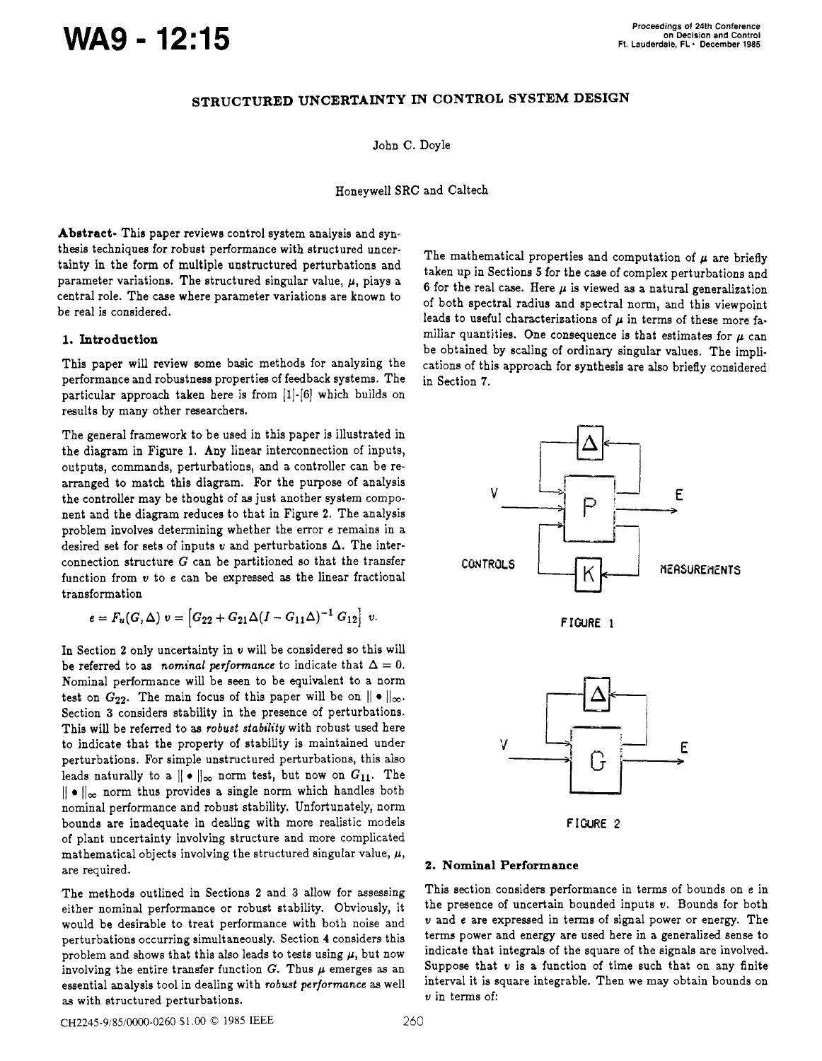# STRUCTURED UNCERTAINTY IN CONTROL SYSTEM DESIGN

John C. Doyle

Honeywell SRC and Caltech

**Abstract-** This paper reviews control system analysis and synthesis techniques for robust performance with structured uncertainty in the form of multiple unstructured perturbations and parameter variations. The structured singular value, $\mu$, plays a central role. The case where parameter variations are known to be real is considered.

## 1. Introduction

This paper will review some basic methods for analyzing the performance and robustness properties of feedback systems. The particular approach taken here is from [1]-[6] which builds on results by many other researchers.

The general framework to be used in this paper is illustrated in the diagram in Figure 1. Any linear interconnection of inputs, outputs, commands, perturbations, and a controller can be rearranged to match this diagram. For the purpose of analysis the controller may be thought of as just another system component and the diagram reduces to that in Figure 2. The analysis problem involves determining whether the error $e$ remains in a desired set for sets of inputs $v$ and perturbations $\Delta$. The interconnection structure $G$ can be partitioned so that the transfer function from $v$ to $e$ can be expressed as the linear fractional transformation

$$e = F_u(G, \Delta)\, v = \left[G_{22} + G_{21}\Delta(I - G_{11}\Delta)^{-1} G_{12}\right] v.$$

In Section 2 only uncertainty in $v$ will be considered so this will be referred to as *nominal performance* to indicate that $\Delta = 0$. Nominal performance will be seen to be equivalent to a norm test on $G_{22}$. The main focus of this paper will be on $\| \bullet \|_\infty$. Section 3 considers stability in the presence of perturbations. This will be referred to as *robust stability* with robust used here to indicate that the property of stability is maintained under perturbations. For simple unstructured perturbations, this also leads naturally to a $\| \bullet \|_\infty$ norm test, but now on $G_{11}$. The $\| \bullet \|_\infty$ norm thus provides a single norm which handles both nominal performance and robust stability. Unfortunately, norm bounds are inadequate in dealing with more realistic models of plant uncertainty involving structure and more complicated mathematical objects involving the structured singular value, $\mu$, are required.

The methods outlined in Sections 2 and 3 allow for assessing either nominal performance or robust stability. Obviously, it would be desirable to treat performance with both noise and perturbations occurring simultaneously. Section 4 considers this problem and shows that this also leads to tests using $\mu$, but now involving the entire transfer function $G$. Thus $\mu$ emerges as an essential analysis tool in dealing with *robust performance* as well as with structured perturbations.

The mathematical properties and computation of $\mu$ are briefly taken up in Sections 5 for the case of complex perturbations and 6 for the real case. Here $\mu$ is viewed as a natural generalization of both spectral radius and spectral norm, and this viewpoint leads to useful characterizations of $\mu$ in terms of these more familiar quantities. One consequence is that estimates for $\mu$ can be obtained by scaling of ordinary singular values. The implications of this approach for synthesis are also briefly considered in Section 7.

FIGURE 1

FIGURE 2

## 2. Nominal Performance

This section considers performance in terms of bounds on $e$ in the presence of uncertain bounded inputs $v$. Bounds for both $v$ and $e$ are expressed in terms of signal power or energy. The terms power and energy are used here in a generalized sense to indicate that integrals of the square of the signals are involved. Suppose that $v$ is a function of time such that on any finite interval it is square integrable. Then we may obtain bounds on $v$ in terms of: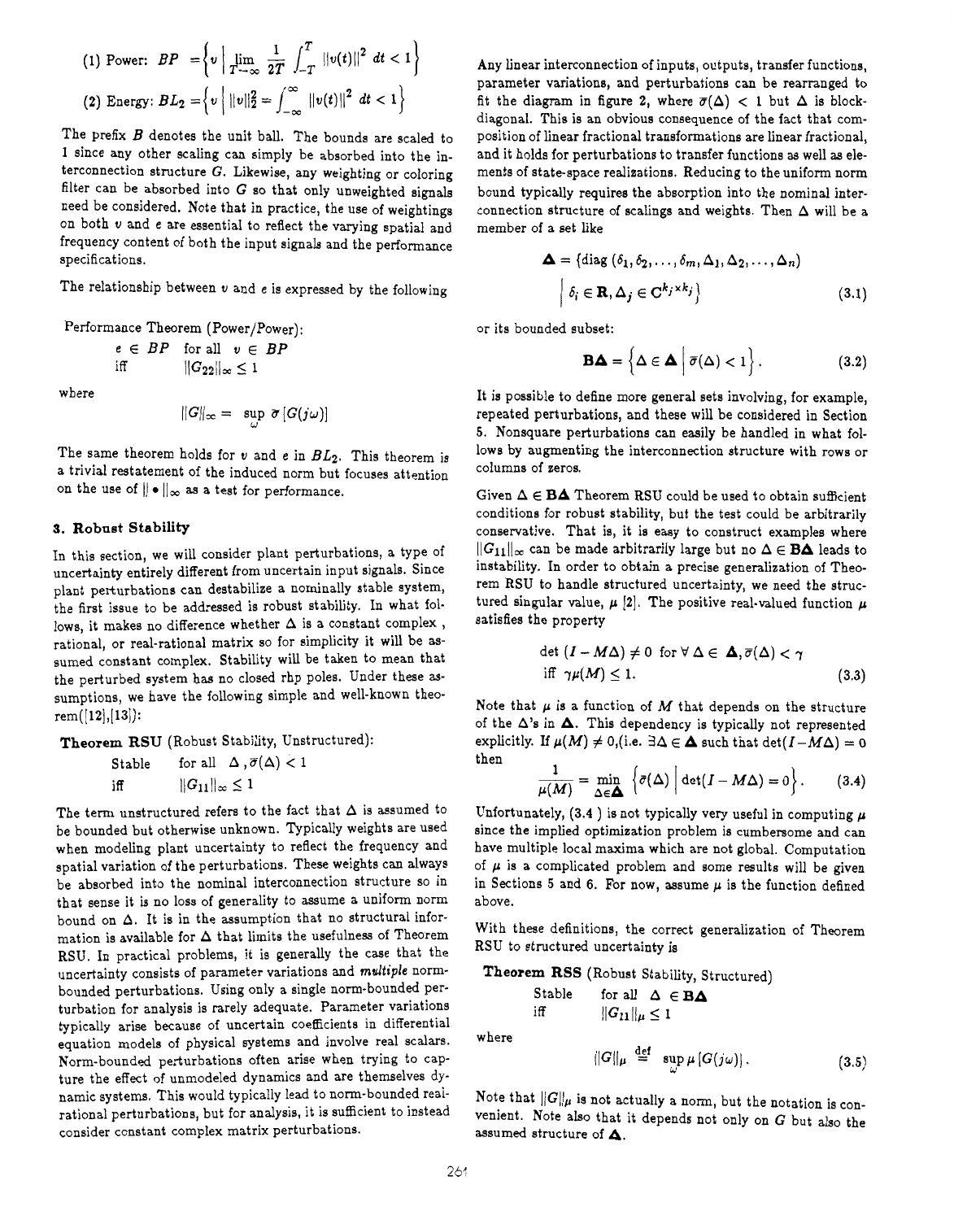(1) Power: $BP = \left\{ v \;\middle|\; \lim_{T\to\infty} \frac{1}{2T} \int_{-T}^{T} \|v(t)\|^2 \, dt < 1 \right\}$

(2) Energy: $BL_2 = \left\{ v \;\middle|\; \|v\|_2^2 = \int_{-\infty}^{\infty} \|v(t)\|^2 \, dt < 1 \right\}$

The prefix $B$ denotes the unit ball. The bounds are scaled to 1 since any other scaling can simply be absorbed into the interconnection structure $G$. Likewise, any weighting or coloring filter can be absorbed into $G$ so that only unweighted signals need be considered. Note that in practice, the use of weightings on both $v$ and $e$ are essential to reflect the varying spatial and frequency content of both the input signals and the performance specifications.

The relationship between $v$ and $e$ is expressed by the following

Performance Theorem (Power/Power):

$e \in BP$ for all $v \in BP$
iff $\|G_{22}\|_\infty \leq 1$

where

$$\|G\|_\infty = \sup_\omega \bar{\sigma}\left[G(j\omega)\right]$$

The same theorem holds for $v$ and $e$ in $BL_2$. This theorem is a trivial restatement of the induced norm but focuses attention on the use of $\|\bullet\|_\infty$ as a test for performance.

## 3. Robust Stability

In this section, we will consider plant perturbations, a type of uncertainty entirely different from uncertain input signals. Since plant perturbations can destabilize a nominally stable system, the first issue to be addressed is robust stability. In what follows, it makes no difference whether $\Delta$ is a constant complex, rational, or real-rational matrix so for simplicity it will be assumed constant complex. Stability will be taken to mean that the perturbed system has no closed rhp poles. Under these assumptions, we have the following simple and well-known theorem([12],[13]):

**Theorem RSU** (Robust Stability, Unstructured):

Stable for all $\Delta, \bar{\sigma}(\Delta) < 1$
iff $\|G_{11}\|_\infty \leq 1$

The term unstructured refers to the fact that $\Delta$ is assumed to be bounded but otherwise unknown. Typically weights are used when modeling plant uncertainty to reflect the frequency and spatial variation of the perturbations. These weights can always be absorbed into the nominal interconnection structure so in that sense it is no loss of generality to assume a uniform norm bound on $\Delta$. It is in the assumption that no structural information is available for $\Delta$ that limits the usefulness of Theorem RSU. In practical problems, it is generally the case that the uncertainty consists of parameter variations and *multiple* norm-bounded perturbations. Using only a single norm-bounded perturbation for analysis is rarely adequate. Parameter variations typically arise because of uncertain coefficients in differential equation models of physical systems and involve real scalars. Norm-bounded perturbations often arise when trying to capture the effect of unmodeled dynamics and are themselves dynamic systems. This would typically lead to norm-bounded real-rational perturbations, but for analysis, it is sufficient to instead consider constant complex matrix perturbations.

Any linear interconnection of inputs, outputs, transfer functions, parameter variations, and perturbations can be rearranged to fit the diagram in figure 2, where $\bar{\sigma}(\Delta) < 1$ but $\Delta$ is block-diagonal. This is an obvious consequence of the fact that composition of linear fractional transformations are linear fractional, and it holds for perturbations to transfer functions as well as elements of state-space realizations. Reducing to the uniform norm bound typically requires the absorption into the nominal interconnection structure of scalings and weights. Then $\Delta$ will be a member of a set like

$$\mathbf{\Delta} = \{\text{diag}\,(\delta_1, \delta_2, \ldots, \delta_m, \Delta_1, \Delta_2, \ldots, \Delta_n) \;|\; \delta_i \in \mathbf{R}, \Delta_j \in \mathbf{C}^{k_j \times k_j}\} \tag{3.1}$$

or its bounded subset:

$$\mathbf{B\Delta} = \left\{\Delta \in \mathbf{\Delta} \;\middle|\; \bar{\sigma}(\Delta) < 1\right\}. \tag{3.2}$$

It is possible to define more general sets involving, for example, repeated perturbations, and these will be considered in Section 5. Nonsquare perturbations can easily be handled in what follows by augmenting the interconnection structure with rows or columns of zeros.

Given $\Delta \in \mathbf{B\Delta}$ Theorem RSU could be used to obtain sufficient conditions for robust stability, but the test could be arbitrarily conservative. That is, it is easy to construct examples where $\|G_{11}\|_\infty$ can be made arbitrarily large but no $\Delta \in \mathbf{B\Delta}$ leads to instability. In order to obtain a precise generalization of Theorem RSU to handle structured uncertainty, we need the structured singular value, $\mu$ [2]. The positive real-valued function $\mu$ satisfies the property

$$\det(I - M\Delta) \neq 0 \text{ for } \forall\, \Delta \in \mathbf{\Delta}, \bar{\sigma}(\Delta) < \gamma \quad \text{iff } \gamma\mu(M) \leq 1. \tag{3.3}$$

Note that $\mu$ is a function of $M$ that depends on the structure of the $\Delta$'s in $\mathbf{\Delta}$. This dependency is typically not represented explicitly. If $\mu(M) \neq 0$,(i.e. $\exists \Delta \in \mathbf{\Delta}$ such that $\det(I - M\Delta) = 0$ then

$$\frac{1}{\mu(M)} = \min_{\Delta \in \mathbf{\Delta}} \left\{\bar{\sigma}(\Delta) \;\middle|\; \det(I - M\Delta) = 0\right\}. \tag{3.4}$$

Unfortunately, (3.4 ) is not typically very useful in computing $\mu$ since the implied optimization problem is cumbersome and can have multiple local maxima which are not global. Computation of $\mu$ is a complicated problem and some results will be given in Sections 5 and 6. For now, assume $\mu$ is the function defined above.

With these definitions, the correct generalization of Theorem RSU to structured uncertainty is

**Theorem RSS** (Robust Stability, Structured)

Stable for all $\Delta \in \mathbf{B\Delta}$
iff $\|G_{11}\|_\mu \leq 1$

where

$$\|G\|_\mu \stackrel{\text{def}}{=} \sup_\omega \mu\left[G(j\omega)\right]. \tag{3.5}$$

Note that $\|G\|_\mu$ is not actually a norm, but the notation is convenient. Note also that it depends not only on $G$ but also the assumed structure of $\mathbf{\Delta}$.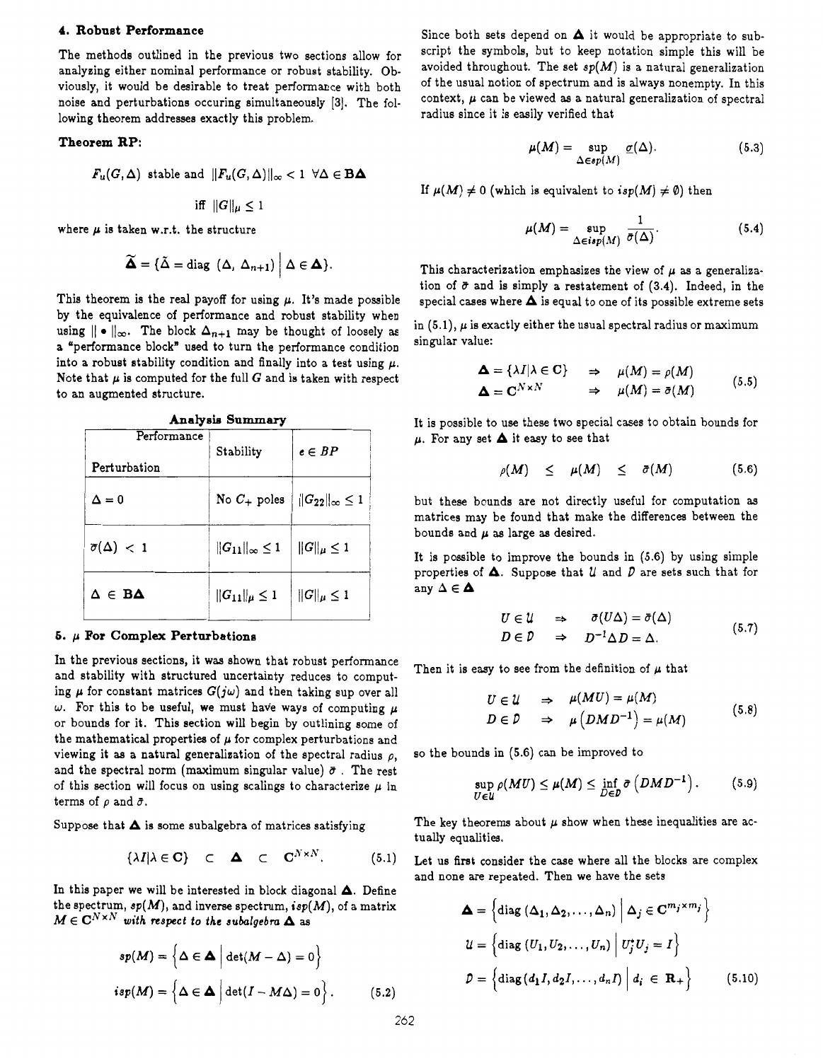## 4. Robust Performance

The methods outlined in the previous two sections allow for analyzing either nominal performance or robust stability. Obviously, it would be desirable to treat performance with both noise and perturbations occuring simultaneously [3]. The following theorem addresses exactly this problem.

**Theorem RP:**

$$F_u(G,\Delta) \text{ stable and } \|F_u(G,\Delta)\|_\infty < 1 \;\; \forall \Delta \in \mathbf{B\Delta}$$

$$\text{iff } \|G\|_\mu \leq 1$$

where $\mu$ is taken w.r.t. the structure

$$\widetilde{\mathbf{\Delta}} = \{\tilde{\Delta} = \text{diag } (\Delta, \Delta_{n+1}) \mid \Delta \in \mathbf{\Delta}\}.$$

This theorem is the real payoff for using $\mu$. It's made possible by the equivalence of performance and robust stability when using $\| \bullet \|_\infty$. The block $\Delta_{n+1}$ may be thought of loosely as a "performance block" used to turn the performance condition into a robust stability condition and finally into a test using $\mu$. Note that $\mu$ is computed for the full $G$ and is taken with respect to an augmented structure.

**Analysis Summary**

| Perturbation \ Performance | Stability | $e \in BP$ |
|---|---|---|
| $\Delta = 0$ | No $C_+$ poles | $\|G_{22}\|_\infty \leq 1$ |
| $\bar{\sigma}(\Delta) < 1$ | $\|G_{11}\|_\infty \leq 1$ | $\|G\|_\mu \leq 1$ |
| $\Delta \in \mathbf{B\Delta}$ | $\|G_{11}\|_\mu \leq 1$ | $\|G\|_\mu \leq 1$ |

## 5. $\mu$ For Complex Perturbations

In the previous sections, it was shown that robust performance and stability with structured uncertainty reduces to computing $\mu$ for constant matrices $G(j\omega)$ and then taking sup over all $\omega$. For this to be useful, we must have ways of computing $\mu$ or bounds for it. This section will begin by outlining some of the mathematical properties of $\mu$ for complex perturbations and viewing it as a natural generalization of the spectral radius $\rho$, and the spectral norm (maximum singular value) $\bar{\sigma}$ . The rest of this section will focus on using scalings to characterize $\mu$ in terms of $\rho$ and $\bar{\sigma}$.

Suppose that $\mathbf{\Delta}$ is some subalgebra of matrices satisfying

$$\{\lambda I | \lambda \in \mathbf{C}\} \quad \subset \quad \mathbf{\Delta} \quad \subset \quad \mathbf{C}^{N\times N}. \tag{5.1}$$

In this paper we will be interested in block diagonal $\mathbf{\Delta}$. Define the spectrum, $sp(M)$, and inverse spectrum, $isp(M)$, of a matrix $M \in \mathbf{C}^{N\times N}$ *with respect to the subalgebra* $\mathbf{\Delta}$ as

$$sp(M) = \left\{\Delta \in \mathbf{\Delta} \;\middle|\; \det(M - \Delta) = 0\right\}$$
$$isp(M) = \left\{\Delta \in \mathbf{\Delta} \;\middle|\; \det(I - M\Delta) = 0\right\}. \tag{5.2}$$

Since both sets depend on $\mathbf{\Delta}$ it would be appropriate to subscript the symbols, but to keep notation simple this will be avoided throughout. The set $sp(M)$ is a natural generalization of the usual notion of spectrum and is always nonempty. In this context, $\mu$ can be viewed as a natural generalization of spectral radius since it is easily verified that

$$\mu(M) = \sup_{\Delta \in sp(M)} \underline{\sigma}(\Delta). \tag{5.3}$$

If $\mu(M) \neq 0$ (which is equivalent to $isp(M) \neq \emptyset$) then

$$\mu(M) = \sup_{\Delta \in isp(M)} \frac{1}{\bar{\sigma}(\Delta)}. \tag{5.4}$$

This characterization emphasizes the view of $\mu$ as a generalization of $\bar{\sigma}$ and is simply a restatement of (3.4). Indeed, in the special cases where $\mathbf{\Delta}$ is equal to one of its possible extreme sets in (5.1), $\mu$ is exactly either the usual spectral radius or maximum singular value:

$$\begin{aligned} \mathbf{\Delta} = \{\lambda I | \lambda \in \mathbf{C}\} \quad &\Rightarrow \quad \mu(M) = \rho(M) \\ \mathbf{\Delta} = \mathbf{C}^{N\times N} \quad &\Rightarrow \quad \mu(M) = \bar{\sigma}(M) \end{aligned} \tag{5.5}$$

It is possible to use these two special cases to obtain bounds for $\mu$. For any set $\mathbf{\Delta}$ it easy to see that

$$\rho(M) \quad \leq \quad \mu(M) \quad \leq \quad \bar{\sigma}(M) \tag{5.6}$$

but these bounds are not directly useful for computation as matrices may be found that make the differences between the bounds and $\mu$ as large as desired.

It is possible to improve the bounds in (5.6) by using simple properties of $\mathbf{\Delta}$. Suppose that $\mathcal{U}$ and $\mathcal{D}$ are sets such that for any $\Delta \in \mathbf{\Delta}$

$$\begin{aligned} U \in \mathcal{U} \quad &\Rightarrow \quad \bar{\sigma}(U\Delta) = \bar{\sigma}(\Delta) \\ D \in \mathcal{D} \quad &\Rightarrow \quad D^{-1}\Delta D = \Delta. \end{aligned} \tag{5.7}$$

Then it is easy to see from the definition of $\mu$ that

$$\begin{aligned} U \in \mathcal{U} \quad &\Rightarrow \quad \mu(MU) = \mu(M) \\ D \in \mathcal{D} \quad &\Rightarrow \quad \mu\left(DMD^{-1}\right) = \mu(M) \end{aligned} \tag{5.8}$$

so the bounds in (5.6) can be improved to

$$\sup_{U\in\mathcal{U}} \rho(MU) \leq \mu(M) \leq \inf_{D\in\mathcal{D}} \bar{\sigma}\left(DMD^{-1}\right). \tag{5.9}$$

The key theorems about $\mu$ show when these inequalities are actually equalities.

Let us first consider the case where all the blocks are complex and none are repeated. Then we have the sets

$$\begin{aligned} \mathbf{\Delta} &= \left\{\text{diag}\left(\Delta_1, \Delta_2, \ldots, \Delta_n\right) \;\middle|\; \Delta_j \in \mathbf{C}^{m_j\times m_j}\right\} \\ \mathcal{U} &= \left\{\text{diag}\left(U_1, U_2, \ldots, U_n\right) \;\middle|\; U_j^* U_j = I\right\} \\ \mathcal{D} &= \left\{\text{diag}(d_1 I, d_2 I, \ldots, d_n I) \;\middle|\; d_i \in \mathbf{R}_+\right\} \end{aligned} \tag{5.10}$$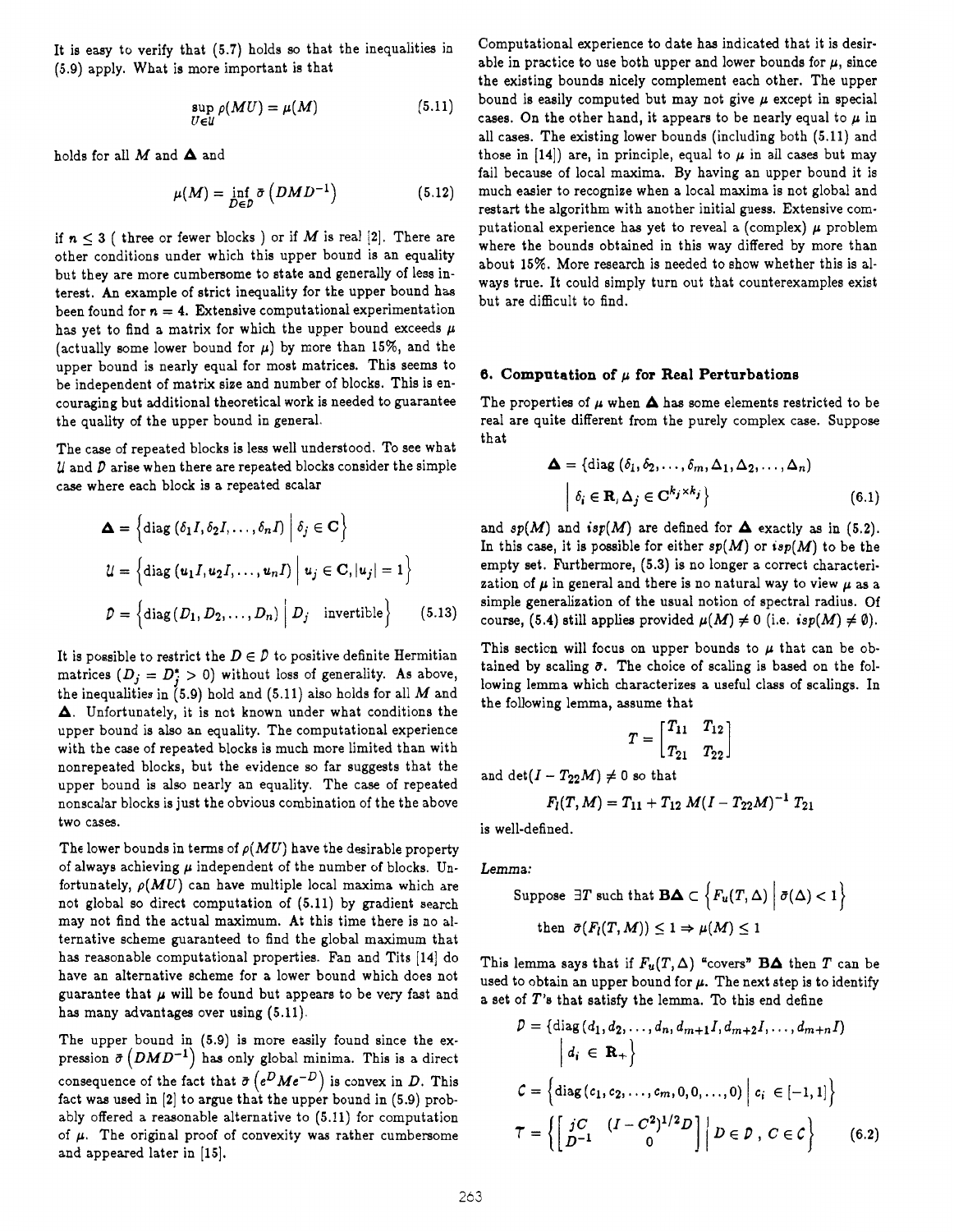It is easy to verify that (5.7) holds so that the inequalities in (5.9) apply. What is more important is that

$$\sup_{U\in\mathcal{U}} \rho(MU) = \mu(M) \tag{5.11}$$

holds for all $M$ and $\mathbf{\Delta}$ and

$$\mu(M) = \inf_{D\in\mathcal{D}} \bar{\sigma}\left(DMD^{-1}\right) \tag{5.12}$$

if $n \leq 3$ ( three or fewer blocks ) or if $M$ is real [2]. There are other conditions under which this upper bound is an equality but they are more cumbersome to state and generally of less interest. An example of strict inequality for the upper bound has been found for $n = 4$. Extensive computational experimentation has yet to find a matrix for which the upper bound exceeds $\mu$ (actually some lower bound for $\mu$) by more than 15%, and the upper bound is nearly equal for most matrices. This seems to be independent of matrix size and number of blocks. This is encouraging but additional theoretical work is needed to guarantee the quality of the upper bound in general.

The case of repeated blocks is less well understood. To see what $\mathcal{U}$ and $\mathcal{D}$ arise when there are repeated blocks consider the simple case where each block is a repeated scalar

$$\mathbf{\Delta} = \left\{\text{diag}\,(\delta_1 I, \delta_2 I, \ldots, \delta_n I) \;\middle|\; \delta_j \in \mathbf{C}\right\}$$

$$\mathcal{U} = \left\{\text{diag}\,(u_1 I, u_2 I, \ldots, u_n I) \;\middle|\; u_j \in \mathbf{C}, |u_j| = 1\right\}$$

$$\mathcal{D} = \left\{\text{diag}\,(D_1, D_2, \ldots, D_n) \;\middle|\; D_j \quad \text{invertible}\right\} \tag{5.13}$$

It is possible to restrict the $D \in \mathcal{D}$ to positive definite Hermitian matrices ($D_j = D_j^* > 0$) without loss of generality. As above, the inequalities in (5.9) hold and (5.11) also holds for all $M$ and $\mathbf{\Delta}$. Unfortunately, it is not known under what conditions the upper bound is also an equality. The computational experience with the case of repeated blocks is much more limited than with nonrepeated blocks, but the evidence so far suggests that the upper bound is also nearly an equality. The case of repeated nonscalar blocks is just the obvious combination of the the above two cases.

The lower bounds in terms of $\rho(MU)$ have the desirable property of always achieving $\mu$ independent of the number of blocks. Unfortunately, $\rho(MU)$ can have multiple local maxima which are not global so direct computation of (5.11) by gradient search may not find the actual maximum. At this time there is no alternative scheme guaranteed to find the global maximum that has reasonable computational properties. Fan and Tits [14] do have an alternative scheme for a lower bound which does not guarantee that $\mu$ will be found but appears to be very fast and has many advantages over using (5.11).

The upper bound in (5.9) is more easily found since the expression $\bar{\sigma}\left(DMD^{-1}\right)$ has only global minima. This is a direct consequence of the fact that $\bar{\sigma}\left(e^{D}Me^{-D}\right)$ is convex in $D$. This fact was used in [2] to argue that the upper bound in (5.9) probably offered a reasonable alternative to (5.11) for computation of $\mu$. The original proof of convexity was rather cumbersome and appeared later in [15].

Computational experience to date has indicated that it is desirable in practice to use both upper and lower bounds for $\mu$, since the existing bounds nicely complement each other. The upper bound is easily computed but may not give $\mu$ except in special cases. On the other hand, it appears to be nearly equal to $\mu$ in all cases. The existing lower bounds (including both (5.11) and those in [14]) are, in principle, equal to $\mu$ in all cases but may fail because of local maxima. By having an upper bound it is much easier to recognize when a local maxima is not global and restart the algorithm with another initial guess. Extensive computational experience has yet to reveal a (complex) $\mu$ problem where the bounds obtained in this way differed by more than about 15%. More research is needed to show whether this is always true. It could simply turn out that counterexamples exist but are difficult to find.

## 6. Computation of $\mu$ for Real Perturbations

The properties of $\mu$ when $\mathbf{\Delta}$ has some elements restricted to be real are quite different from the purely complex case. Suppose that

$$\mathbf{\Delta} = \{\text{diag}\,(\delta_1, \delta_2, \ldots, \delta_m, \Delta_1, \Delta_2, \ldots, \Delta_n) \;\big|\; \delta_i \in \mathbf{R}, \Delta_j \in \mathbf{C}^{k_j \times k_j}\} \tag{6.1}$$

and $sp(M)$ and $isp(M)$ are defined for $\mathbf{\Delta}$ exactly as in (5.2). In this case, it is possible for either $sp(M)$ or $isp(M)$ to be the empty set. Furthermore, (5.3) is no longer a correct characterization of $\mu$ in general and there is no natural way to view $\mu$ as a simple generalization of the usual notion of spectral radius. Of course, (5.4) still applies provided $\mu(M) \neq 0$ (i.e. $isp(M) \neq \emptyset$).

This section will focus on upper bounds to $\mu$ that can be obtained by scaling $\bar{\sigma}$. The choice of scaling is based on the following lemma which characterizes a useful class of scalings. In the following lemma, assume that

$$T = \begin{bmatrix} T_{11} & T_{12} \\ T_{21} & T_{22} \end{bmatrix}$$

and $\det(I - T_{22}M) \neq 0$ so that

$$F_l(T, M) = T_{11} + T_{12}\, M(I - T_{22}M)^{-1}\, T_{21}$$

is well-defined.

*Lemma:*

Suppose $\exists T$ such that $\mathbf{B\Delta} \subset \left\{F_u(T, \Delta) \;\middle|\; \bar{\sigma}(\Delta) < 1\right\}$

then $\bar{\sigma}(F_l(T, M)) \leq 1 \Rightarrow \mu(M) \leq 1$

This lemma says that if $F_u(T, \Delta)$ "covers" $\mathbf{B\Delta}$ then $T$ can be used to obtain an upper bound for $\mu$. The next step is to identify a set of $T$'s that satisfy the lemma. To this end define

$$\mathcal{D} = \{\text{diag}\,(d_1, d_2, \ldots, d_n, d_{m+1}I, d_{m+2}I, \ldots, d_{m+n}I) \;\big|\; d_i \in \mathbf{R}_+\}$$

$$\mathcal{C} = \left\{\text{diag}\,(c_1, c_2, \ldots, c_m, 0, 0, \ldots, 0) \;\middle|\; c_i \in [-1, 1]\right\}$$

$$\mathcal{T} = \left\{\begin{bmatrix} jC & (I - C^2)^{1/2}D \\ D^{-1} & 0 \end{bmatrix} \;\middle|\; D \in \mathcal{D}\;,\; C \in \mathcal{C}\right\} \tag{6.2}$$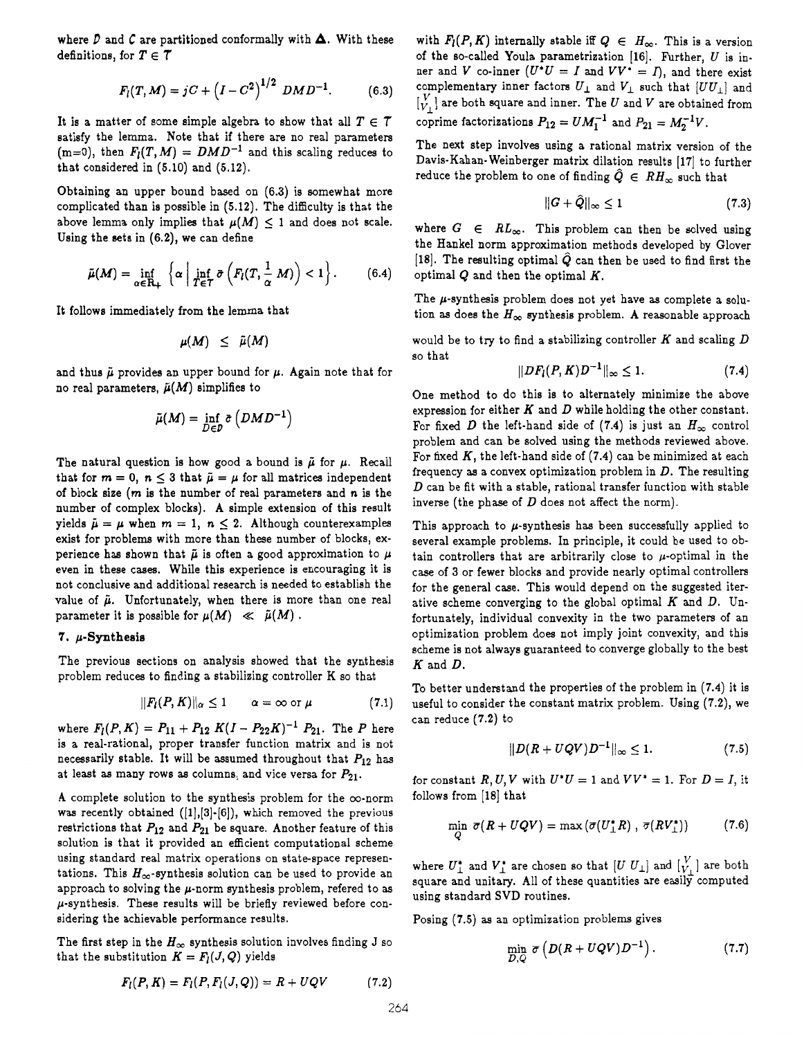where $D$ and $C$ are partitioned conformally with $\boldsymbol{\Delta}$. With these definitions, for $T \in \mathcal{T}$

$$F_l(T, M) = jC + \left(I - C^2\right)^{1/2} DMD^{-1}. \tag{6.3}$$

It is a matter of some simple algebra to show that all $T \in \mathcal{T}$ satisfy the lemma. Note that if there are no real parameters (m=0), then $F_l(T, M) = DMD^{-1}$ and this scaling reduces to that considered in (5.10) and (5.12).

Obtaining an upper bound based on (6.3) is somewhat more complicated than is possible in (5.12). The difficulty is that the above lemma only implies that $\mu(M) \leq 1$ and does not scale. Using the sets in (6.2), we can define

$$\tilde{\mu}(M) = \inf_{\alpha \in \mathbb{R}_+} \left\{ \alpha \;\middle|\; \inf_{T \in \mathcal{T}} \bar{\sigma}\left(F_l(T, \tfrac{1}{\alpha} M)\right) < 1 \right\}. \tag{6.4}$$

It follows immediately from the lemma that

$$\mu(M) \leq \tilde{\mu}(M)$$

and thus $\tilde{\mu}$ provides an upper bound for $\mu$. Again note that for no real parameters, $\tilde{\mu}(M)$ simplifies to

$$\tilde{\mu}(M) = \inf_{D \in \mathcal{D}} \bar{\sigma}\left(DMD^{-1}\right)$$

The natural question is how good a bound is $\tilde{\mu}$ for $\mu$. Recall that for $m = 0$, $n \leq 3$ that $\tilde{\mu} = \mu$ for all matrices independent of block size ($m$ is the number of real parameters and $n$ is the number of complex blocks). A simple extension of this result yields $\tilde{\mu} = \mu$ when $m = 1$, $n \leq 2$. Although counterexamples exist for problems with more than these number of blocks, experience has shown that $\tilde{\mu}$ is often a good approximation to $\mu$ even in these cases. While this experience is encouraging it is not conclusive and additional research is needed to establish the value of $\tilde{\mu}$. Unfortunately, when there is more than one real parameter it is possible for $\mu(M) \ll \tilde{\mu}(M)$ .

## 7. $\mu$-Synthesis

The previous sections on analysis showed that the synthesis problem reduces to finding a stabilizing controller K so that

$$\|F_l(P, K)\|_\alpha \leq 1 \qquad \alpha = \infty \text{ or } \mu \tag{7.1}$$

where $F_l(P, K) = P_{11} + P_{12}\, K(I - P_{22}K)^{-1}\, P_{21}$. The $P$ here is a real-rational, proper transfer function matrix and is not necessarily stable. It will be assumed throughout that $P_{12}$ has at least as many rows as columns, and vice versa for $P_{21}$.

A complete solution to the synthesis problem for the $\infty$-norm was recently obtained ([1],[3]-[6]), which removed the previous restrictions that $P_{12}$ and $P_{21}$ be square. Another feature of this solution is that it provided an efficient computational scheme using standard real matrix operations on state-space representations. This $H_\infty$-synthesis solution can be used to provide an approach to solving the $\mu$-norm synthesis problem, refered to as $\mu$-synthesis. These results will be briefly reviewed before considering the achievable performance results.

The first step in the $H_\infty$ synthesis solution involves finding J so that the substitution $K = F_l(J, Q)$ yields

$$F_l(P, K) = F_l(P, F_l(J, Q)) = R + UQV \tag{7.2}$$

with $F_l(P, K)$ internally stable iff $Q \in H_\infty$. This is a version of the so-called Youla parametrization [16]. Further, $U$ is inner and $V$ co-inner ($U^*U = I$ and $VV^* = I$), and there exist complementary inner factors $U_\perp$ and $V_\perp$ such that $[U U_\perp]$ and $\left[\begin{smallmatrix} V \\ V_\perp \end{smallmatrix}\right]$ are both square and inner. The $U$ and $V$ are obtained from coprime factorizations $P_{12} = UM_1^{-1}$ and $P_{21} = M_2^{-1}V$.

The next step involves using a rational matrix version of the Davis-Kahan-Weinberger matrix dilation results [17] to further reduce the problem to one of finding $\hat{Q} \in RH_\infty$ such that

$$\|G + \hat{Q}\|_\infty \leq 1 \tag{7.3}$$

where $G \in RL_\infty$. This problem can then be solved using the Hankel norm approximation methods developed by Glover [18]. The resulting optimal $\hat{Q}$ can then be used to find first the optimal $Q$ and then the optimal $K$.

The $\mu$-synthesis problem does not yet have as complete a solution as does the $H_\infty$ synthesis problem. A reasonable approach would be to try to find a stabilizing controller $K$ and scaling $D$ so that

$$\|DF_l(P, K)D^{-1}\|_\infty \leq 1. \tag{7.4}$$

One method to do this is to alternately minimize the above expression for either $K$ and $D$ while holding the other constant. For fixed $D$ the left-hand side of (7.4) is just an $H_\infty$ control problem and can be solved using the methods reviewed above. For fixed $K$, the left-hand side of (7.4) can be minimized at each frequency as a convex optimization problem in $D$. The resulting $D$ can be fit with a stable, rational transfer function with stable inverse (the phase of $D$ does not affect the norm).

This approach to $\mu$-synthesis has been successfully applied to several example problems. In principle, it could be used to obtain controllers that are arbitrarily close to $\mu$-optimal in the case of 3 or fewer blocks and provide nearly optimal controllers for the general case. This would depend on the suggested iterative scheme converging to the global optimal $K$ and $D$. Unfortunately, individual convexity in the two parameters of an optimization problem does not imply joint convexity, and this scheme is not always guaranteed to converge globally to the best $K$ and $D$.

To better understand the properties of the problem in (7.4) it is useful to consider the constant matrix problem. Using (7.2), we can reduce (7.2) to

$$\|D(R + UQV)D^{-1}\|_\infty \leq 1. \tag{7.5}$$

for constant $R, U, V$ with $U^*U = 1$ and $VV^* = 1$. For $D = I$, it follows from [18] that

$$\min_Q \bar{\sigma}(R + UQV) = \max\left(\bar{\sigma}(U_\perp^* R)\ ,\ \bar{\sigma}(RV_\perp^*)\right) \tag{7.6}$$

where $U_\perp^*$ and $V_\perp^*$ are chosen so that $[U\ U_\perp]$ and $\left[\begin{smallmatrix} V \\ V_\perp \end{smallmatrix}\right]$ are both square and unitary. All of these quantities are easily computed using standard SVD routines.

Posing (7.5) as an optimization problems gives

$$\min_{D,Q} \bar{\sigma}\left(D(R + UQV)D^{-1}\right). \tag{7.7}$$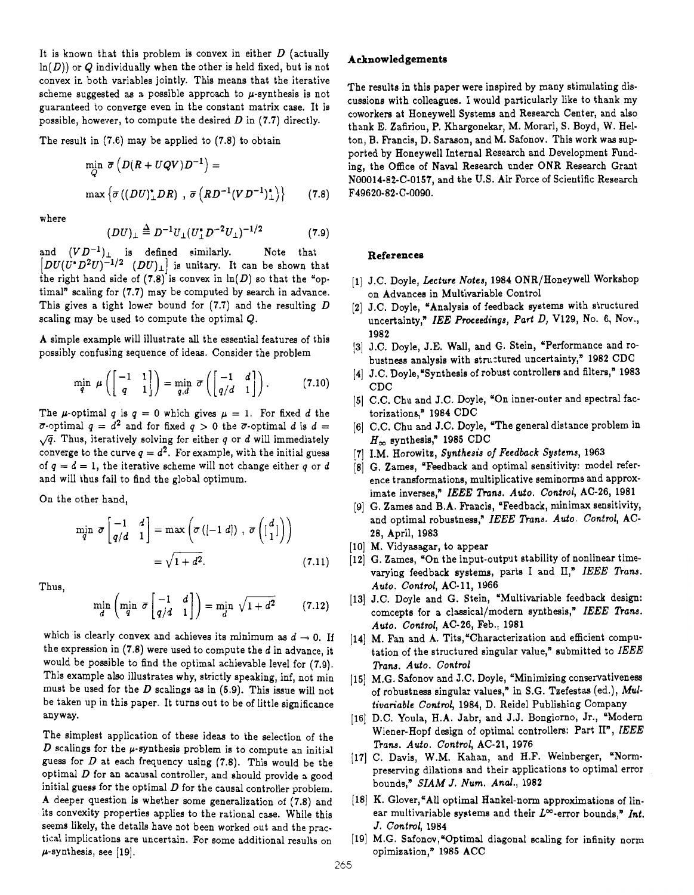It is known that this problem is convex in either $D$ (actually $\ln(D)$) or $Q$ individually when the other is held fixed, but is not convex in both variables jointly. This means that the iterative scheme suggested as a possible approach to $\mu$-synthesis is not guaranteed to converge even in the constant matrix case. It is possible, however, to compute the desired $D$ in (7.7) directly.

The result in (7.6) may be applied to (7.8) to obtain

$$\min_Q \bar{\sigma}\left(D(R+UQV)D^{-1}\right) = \max\left\{\bar{\sigma}\left((DU)_\perp^* DR\right) , \bar{\sigma}\left(RD^{-1}(VD^{-1})_\perp^*\right)\right\} \quad (7.8)$$

where

$$(DU)_\perp \triangleq D^{-1}U_\perp(U_\perp^* D^{-2} U_\perp)^{-1/2} \quad (7.9)$$

and $(VD^{-1})_\perp$ is defined similarly. Note that $\left[DU(U^*D^2U)^{-1/2} \;\; (DU)_\perp\right]$ is unitary. It can be shown that the right hand side of (7.8) is convex in $\ln(D)$ so that the "optimal" scaling for (7.7) may be computed by search in advance. This gives a tight lower bound for (7.7) and the resulting $D$ scaling may be used to compute the optimal $Q$.

A simple example will illustrate all the essential features of this possibly confusing sequence of ideas. Consider the problem

$$\min_q \mu\left(\begin{bmatrix} -1 & 1 \\ q & 1 \end{bmatrix}\right) = \min_{q,d} \bar{\sigma}\left(\begin{bmatrix} -1 & d \\ q/d & 1 \end{bmatrix}\right). \quad (7.10)$$

The $\mu$-optimal $q$ is $q = 0$ which gives $\mu = 1$. For fixed $d$ the $\bar{\sigma}$-optimal $q = d^2$ and for fixed $q > 0$ the $\bar{\sigma}$-optimal $d$ is $d = \sqrt{q}$. Thus, iteratively solving for either $q$ or $d$ will immediately converge to the curve $q = d^2$. For example, with the initial guess of $q = d = 1$, the iterative scheme will not change either $q$ or $d$ and will thus fail to find the global optimum.

On the other hand,

$$\min_q \bar{\sigma}\begin{bmatrix} -1 & d \\ q/d & 1 \end{bmatrix} = \max\left(\bar{\sigma}([-1 \;\; d]) , \bar{\sigma}\left(\begin{bmatrix} d \\ 1 \end{bmatrix}\right)\right) = \sqrt{1+d^2}. \quad (7.11)$$

Thus,

$$\min_d \left(\min_q \bar{\sigma}\begin{bmatrix} -1 & d \\ q/d & 1 \end{bmatrix}\right) = \min_d \sqrt{1+d^2} \quad (7.12)$$

which is clearly convex and achieves its minimum as $d \to 0$. If the expression in (7.8) were used to compute the $d$ in advance, it would be possible to find the optimal achievable level for (7.9). This example also illustrates why, strictly speaking, inf, not min must be used for the $D$ scalings as in (5.9). This issue will not be taken up in this paper. It turns out to be of little significance anyway.

The simplest application of these ideas to the selection of the $D$ scalings for the $\mu$-synthesis problem is to compute an initial guess for $D$ at each frequency using (7.8). This would be the optimal $D$ for an acausal controller, and should provide a good initial guess for the optimal $D$ for the causal controller problem. A deeper question is whether some generalization of (7.8) and its convexity properties applies to the rational case. While this seems likely, the details have not been worked out and the practical implications are uncertain. For some additional results on $\mu$-synthesis, see [19].

## Acknowledgements

The results in this paper were inspired by many stimulating discussions with colleagues. I would particularly like to thank my coworkers at Honeywell Systems and Research Center, and also thank E. Zafiriou, P. Khargonekar, M. Morari, S. Boyd, W. Helton, B. Francis, D. Sarason, and M. Safonov. This work was supported by Honeywell Internal Research and Development Funding, the Office of Naval Research under ONR Research Grant N00014-82-C-0157, and the U.S. Air Force of Scientific Research F49620-82-C-0090.

## References

[1] J.C. Doyle, *Lecture Notes*, 1984 ONR/Honeywell Workshop on Advances in Multivariable Control

[2] J.C. Doyle, "Analysis of feedback systems with structured uncertainty," *IEE Proceedings, Part D*, V129, No. 6, Nov., 1982

[3] J.C. Doyle, J.E. Wall, and G. Stein, "Performance and robustness analysis with structured uncertainty," 1982 CDC

[4] J.C. Doyle, "Synthesis of robust controllers and filters," 1983 CDC

[5] C.C. Chu and J.C. Doyle, "On inner-outer and spectral factorizations," 1984 CDC

[6] C.C. Chu and J.C. Doyle, "The general distance problem in $H_\infty$ synthesis," 1985 CDC

[7] I.M. Horowitz, *Synthesis of Feedback Systems*, 1963

[8] G. Zames, "Feedback and optimal sensitivity: model reference transformations, multiplicative seminorms and approximate inverses," *IEEE Trans. Auto. Control*, AC-26, 1981

[9] G. Zames and B.A. Francis, "Feedback, minimax sensitivity, and optimal robustness," *IEEE Trans. Auto. Control*, AC-28, April, 1983

[10] M. Vidyasagar, to appear

[12] G. Zames, "On the input-output stability of nonlinear time-varying feedback systems, parts I and II," *IEEE Trans. Auto. Control*, AC-11, 1966

[13] J.C. Doyle and G. Stein, "Multivariable feedback design: comcepts for a classical/modern synthesis," *IEEE Trans. Auto. Control*, AC-26, Feb., 1981

[14] M. Fan and A. Tits, "Characterization and efficient computation of the structured singular value," submitted to *IEEE Trans. Auto. Control*

[15] M.G. Safonov and J.C. Doyle, "Minimizing conservativeness of robustness singular values," in S.G. Tzefestas (ed.), *Multivariable Control*, 1984, D. Reidel Publishing Company

[16] D.C. Youla, H.A. Jabr, and J.J. Bongiorno, Jr., "Modern Wiener-Hopf design of optimal controllers: Part II", *IEEE Trans. Auto. Control*, AC-21, 1976

[17] C. Davis, W.M. Kahan, and H.F. Weinberger, "Norm-preserving dilations and their applications to optimal error bounds," *SIAM J. Num. Anal.*, 1982

[18] K. Glover, "All optimal Hankel-norm approximations of linear multivariable systems and their $L^\infty$-error bounds," *Int. J. Control*, 1984

[19] M.G. Safonov, "Optimal diagonal scaling for infinity norm opimization," 1985 ACC